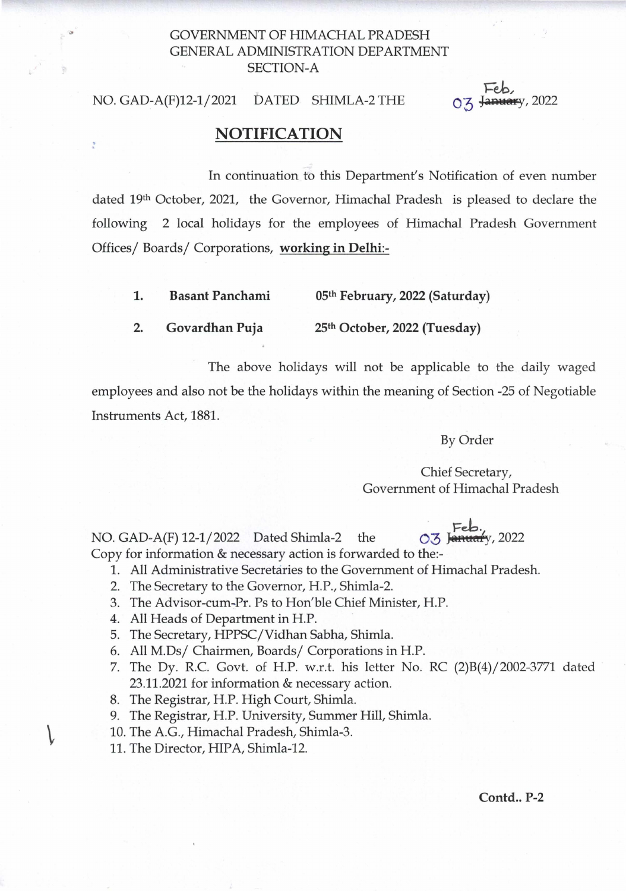GOVERNMENT OF HIMACHAL PRADESH
GENERAL ADMINISTRATION DEPARTMENT
SECTION-A

NO. GAD-A(F)12-1/2021 DATED SHIMLA-2 THE 03 ~~January~~ Feb, 2022

## NOTIFICATION

In continuation to this Department's Notification of even number dated 19th October, 2021, the Governor, Himachal Pradesh is pleased to declare the following 2 local holidays for the employees of Himachal Pradesh Government Offices/ Boards/ Corporations, **working in Delhi:-**

1. **Basant Panchami** **05th February, 2022 (Saturday)**
2. **Govardhan Puja** **25th October, 2022 (Tuesday)**

The above holidays will not be applicable to the daily waged employees and also not be the holidays within the meaning of Section -25 of Negotiable Instruments Act, 1881.

By Order

Chief Secretary,
Government of Himachal Pradesh

NO. GAD-A(F) 12-1/2022 Dated Shimla-2 the 03 ~~January~~ Feb., 2022
Copy for information & necessary action is forwarded to the:-

1. All Administrative Secretaries to the Government of Himachal Pradesh.
2. The Secretary to the Governor, H.P., Shimla-2.
3. The Advisor-cum-Pr. Ps to Hon'ble Chief Minister, H.P.
4. All Heads of Department in H.P.
5. The Secretary, HPPSC/Vidhan Sabha, Shimla.
6. All M.Ds/ Chairmen, Boards/ Corporations in H.P.
7. The Dy. R.C. Govt. of H.P. w.r.t. his letter No. RC (2)B(4)/2002-3771 dated 23.11.2021 for information & necessary action.
8. The Registrar, H.P. High Court, Shimla.
9. The Registrar, H.P. University, Summer Hill, Shimla.
10. The A.G., Himachal Pradesh, Shimla-3.
11. The Director, HIPA, Shimla-12.

**Contd.. P-2**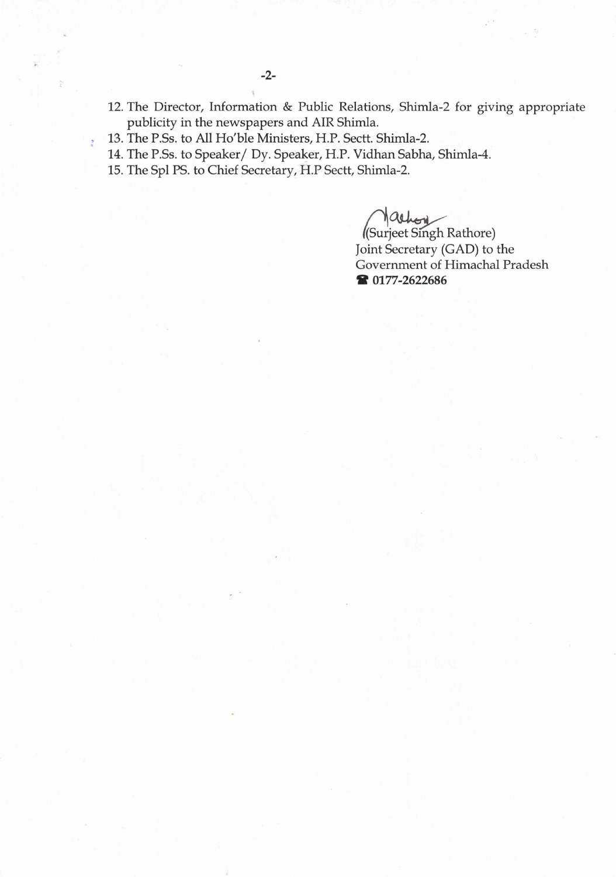12. The Director, Information & Public Relations, Shimla-2 for giving appropriate publicity in the newspapers and AIR Shimla.
13. The P.Ss. to All Ho'ble Ministers, H.P. Sectt. Shimla-2.
14. The P.Ss. to Speaker/ Dy. Speaker, H.P. Vidhan Sabha, Shimla-4.
15. The Spl PS. to Chief Secretary, H.P Sectt, Shimla-2.

(Surjeet Singh Rathore)
Joint Secretary (GAD) to the
Government of Himachal Pradesh
☎ **0177-2622686**